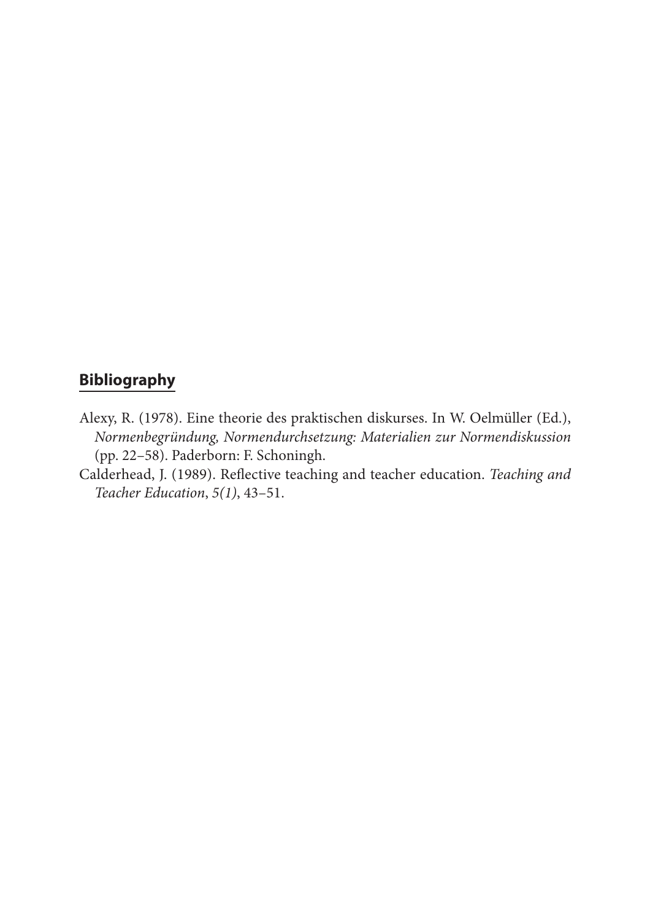## Bibliography

Alexy, R. (1978). Eine theorie des praktischen diskurses. In W. Oelmüller (Ed.), *Normenbegründung, Normendurchsetzung: Materialien zur Normendiskussion* (pp. 22–58). Paderborn: F. Schoningh.

Calderhead, J. (1989). Reflective teaching and teacher education. *Teaching and Teacher Education*, *5(1)*, 43–51.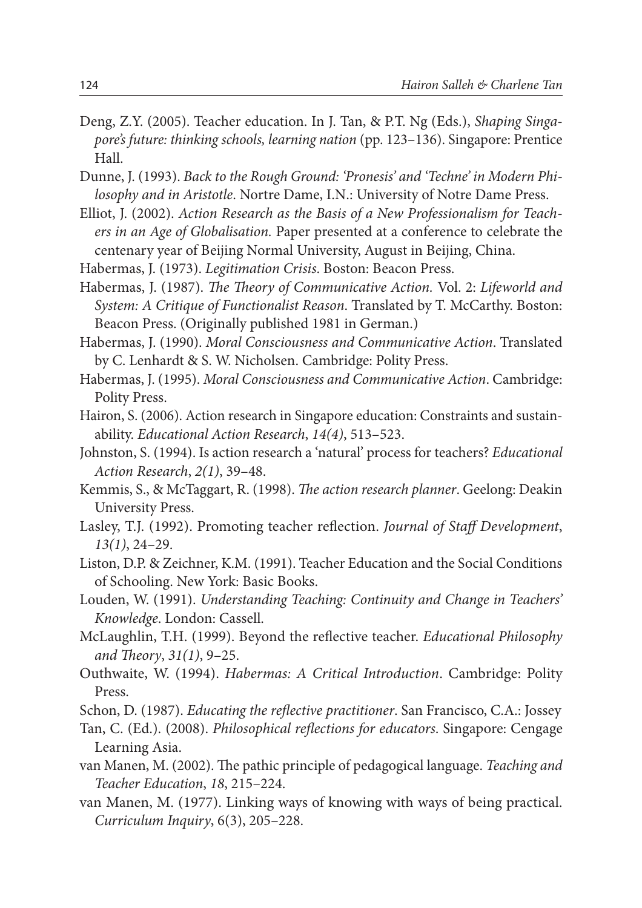Deng, Z.Y. (2005). Teacher education. In J. Tan, & P.T. Ng (Eds.), *Shaping Singapore's future: thinking schools, learning nation* (pp. 123–136). Singapore: Prentice Hall.

Dunne, J. (1993). *Back to the Rough Ground: 'Pronesis' and 'Techne' in Modern Philosophy and in Aristotle*. Nortre Dame, I.N.: University of Notre Dame Press.

Elliot, J. (2002). *Action Research as the Basis of a New Professionalism for Teachers in an Age of Globalisation.* Paper presented at a conference to celebrate the centenary year of Beijing Normal University, August in Beijing, China.

Habermas, J. (1973). *Legitimation Crisis*. Boston: Beacon Press.

Habermas, J. (1987). *The Theory of Communicative Action.* Vol. 2: *Lifeworld and System: A Critique of Functionalist Reason*. Translated by T. McCarthy. Boston: Beacon Press. (Originally published 1981 in German.)

Habermas, J. (1990). *Moral Consciousness and Communicative Action*. Translated by C. Lenhardt & S. W. Nicholsen. Cambridge: Polity Press.

Habermas, J. (1995). *Moral Consciousness and Communicative Action*. Cambridge: Polity Press.

Hairon, S. (2006). Action research in Singapore education: Constraints and sustainability. *Educational Action Research*, *14(4)*, 513–523.

Johnston, S. (1994). Is action research a 'natural' process for teachers? *Educational Action Research*, *2(1)*, 39–48.

Kemmis, S., & McTaggart, R. (1998). *The action research planner*. Geelong: Deakin University Press.

Lasley, T.J. (1992). Promoting teacher reflection. *Journal of Staff Development*, *13(1)*, 24–29.

Liston, D.P. & Zeichner, K.M. (1991). Teacher Education and the Social Conditions of Schooling. New York: Basic Books.

Louden, W. (1991). *Understanding Teaching: Continuity and Change in Teachers' Knowledge*. London: Cassell.

McLaughlin, T.H. (1999). Beyond the reflective teacher. *Educational Philosophy and Theory*, *31(1)*, 9–25.

Outhwaite, W. (1994). *Habermas: A Critical Introduction*. Cambridge: Polity Press.

Schon, D. (1987). *Educating the reflective practitioner*. San Francisco, C.A.: Jossey

Tan, C. (Ed.). (2008). *Philosophical reflections for educators*. Singapore: Cengage Learning Asia.

van Manen, M. (2002). The pathic principle of pedagogical language. *Teaching and Teacher Education*, *18*, 215–224.

van Manen, M. (1977). Linking ways of knowing with ways of being practical. *Curriculum Inquiry*, 6(3), 205–228.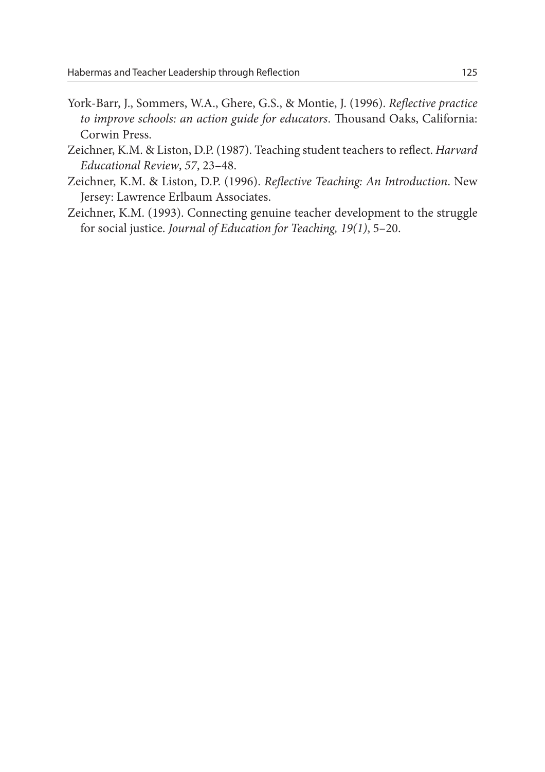York-Barr, J., Sommers, W.A., Ghere, G.S., & Montie, J. (1996). *Reflective practice to improve schools: an action guide for educators*. Thousand Oaks, California: Corwin Press.

Zeichner, K.M. & Liston, D.P. (1987). Teaching student teachers to reflect. *Harvard Educational Review*, *57*, 23–48.

Zeichner, K.M. & Liston, D.P. (1996). *Reflective Teaching: An Introduction*. New Jersey: Lawrence Erlbaum Associates.

Zeichner, K.M. (1993). Connecting genuine teacher development to the struggle for social justice. *Journal of Education for Teaching, 19(1)*, 5–20.